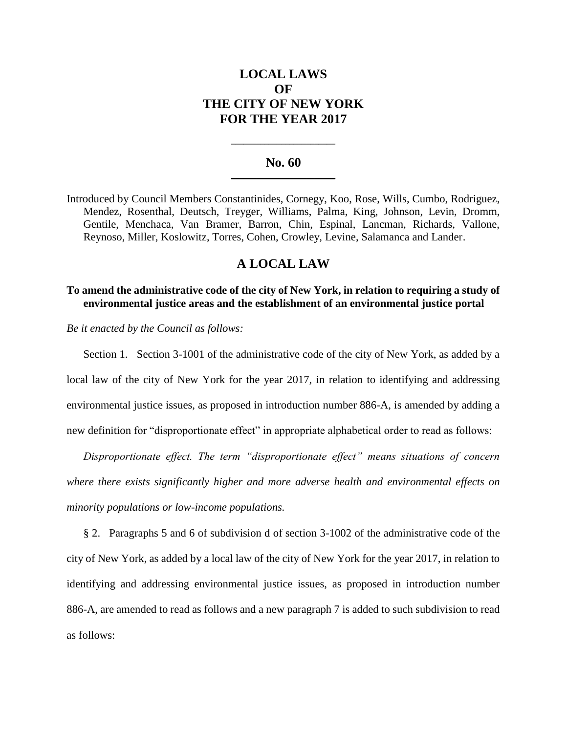# LOCAL LAWS OF THE CITY OF NEW YORK FOR THE YEAR 2017

## No. 60

Introduced by Council Members Constantinides, Cornegy, Koo, Rose, Wills, Cumbo, Rodriguez, Mendez, Rosenthal, Deutsch, Treyger, Williams, Palma, King, Johnson, Levin, Dromm, Gentile, Menchaca, Van Bramer, Barron, Chin, Espinal, Lancman, Richards, Vallone, Reynoso, Miller, Koslowitz, Torres, Cohen, Crowley, Levine, Salamanca and Lander.

## A LOCAL LAW

**To amend the administrative code of the city of New York, in relation to requiring a study of environmental justice areas and the establishment of an environmental justice portal**

*Be it enacted by the Council as follows:*

Section 1. Section 3-1001 of the administrative code of the city of New York, as added by a local law of the city of New York for the year 2017, in relation to identifying and addressing environmental justice issues, as proposed in introduction number 886-A, is amended by adding a new definition for "disproportionate effect" in appropriate alphabetical order to read as follows:

*Disproportionate effect. The term "disproportionate effect" means situations of concern where there exists significantly higher and more adverse health and environmental effects on minority populations or low-income populations.*

§ 2. Paragraphs 5 and 6 of subdivision d of section 3-1002 of the administrative code of the city of New York, as added by a local law of the city of New York for the year 2017, in relation to identifying and addressing environmental justice issues, as proposed in introduction number 886-A, are amended to read as follows and a new paragraph 7 is added to such subdivision to read as follows: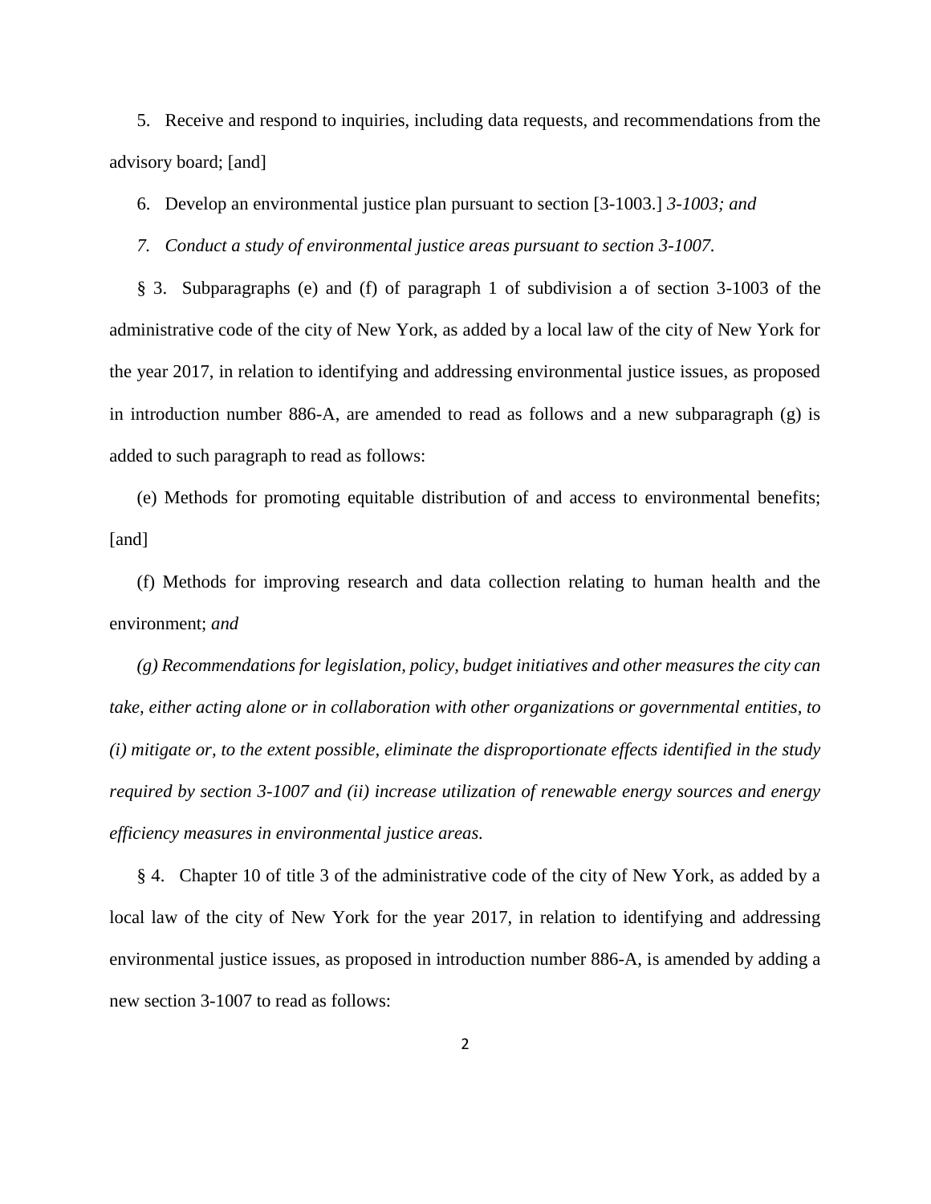5. Receive and respond to inquiries, including data requests, and recommendations from the advisory board; [and]

6. Develop an environmental justice plan pursuant to section [3-1003.] *3-1003; and*

*7. Conduct a study of environmental justice areas pursuant to section 3-1007.*

§ 3. Subparagraphs (e) and (f) of paragraph 1 of subdivision a of section 3-1003 of the administrative code of the city of New York, as added by a local law of the city of New York for the year 2017, in relation to identifying and addressing environmental justice issues, as proposed in introduction number 886-A, are amended to read as follows and a new subparagraph (g) is added to such paragraph to read as follows:

(e) Methods for promoting equitable distribution of and access to environmental benefits; [and]

(f) Methods for improving research and data collection relating to human health and the environment; *and*

*(g) Recommendations for legislation, policy, budget initiatives and other measures the city can take, either acting alone or in collaboration with other organizations or governmental entities, to (i) mitigate or, to the extent possible, eliminate the disproportionate effects identified in the study required by section 3-1007 and (ii) increase utilization of renewable energy sources and energy efficiency measures in environmental justice areas.*

§ 4. Chapter 10 of title 3 of the administrative code of the city of New York, as added by a local law of the city of New York for the year 2017, in relation to identifying and addressing environmental justice issues, as proposed in introduction number 886-A, is amended by adding a new section 3-1007 to read as follows: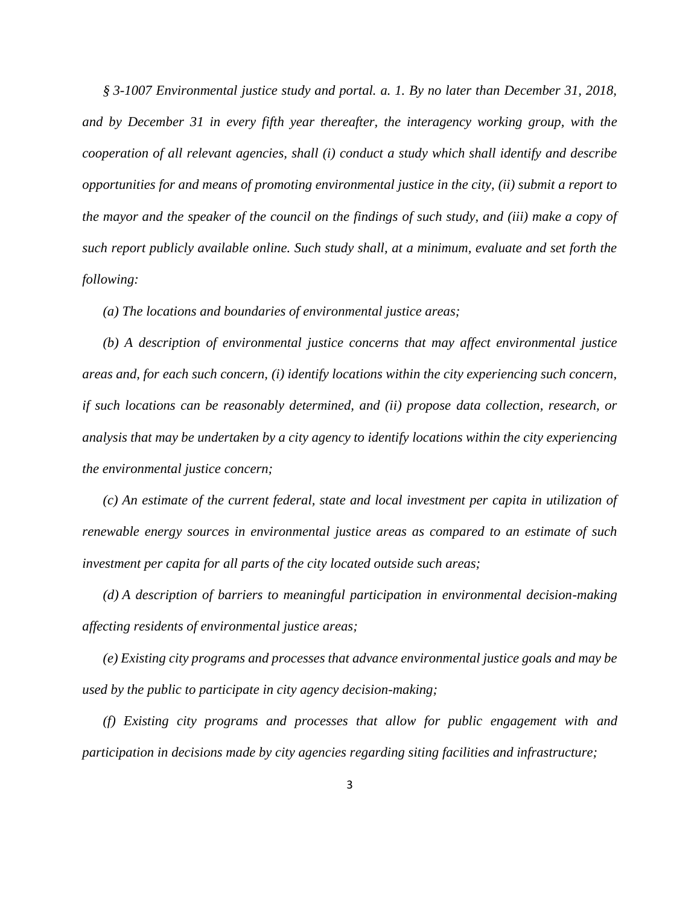*§ 3-1007 Environmental justice study and portal. a. 1. By no later than December 31, 2018, and by December 31 in every fifth year thereafter, the interagency working group, with the cooperation of all relevant agencies, shall (i) conduct a study which shall identify and describe opportunities for and means of promoting environmental justice in the city, (ii) submit a report to the mayor and the speaker of the council on the findings of such study, and (iii) make a copy of such report publicly available online. Such study shall, at a minimum, evaluate and set forth the following:*

*(a) The locations and boundaries of environmental justice areas;*

*(b) A description of environmental justice concerns that may affect environmental justice areas and, for each such concern, (i) identify locations within the city experiencing such concern, if such locations can be reasonably determined, and (ii) propose data collection, research, or analysis that may be undertaken by a city agency to identify locations within the city experiencing the environmental justice concern;*

*(c) An estimate of the current federal, state and local investment per capita in utilization of renewable energy sources in environmental justice areas as compared to an estimate of such investment per capita for all parts of the city located outside such areas;*

*(d) A description of barriers to meaningful participation in environmental decision-making affecting residents of environmental justice areas;*

*(e) Existing city programs and processes that advance environmental justice goals and may be used by the public to participate in city agency decision-making;*

*(f) Existing city programs and processes that allow for public engagement with and participation in decisions made by city agencies regarding siting facilities and infrastructure;*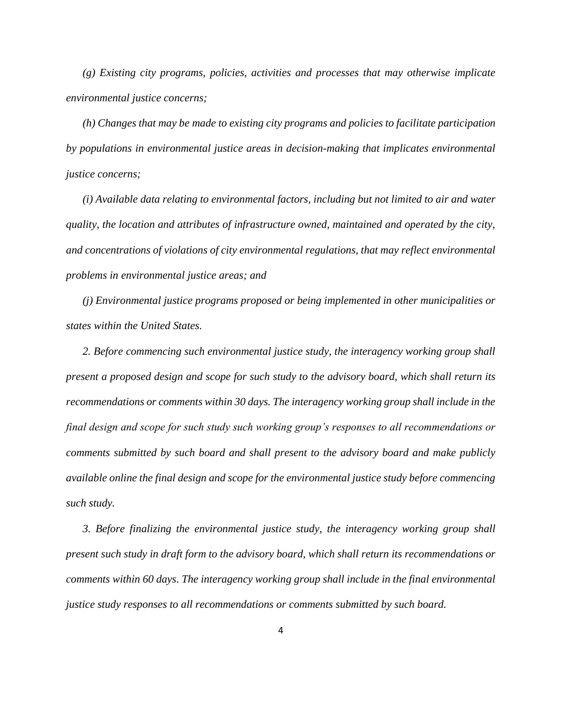*(g) Existing city programs, policies, activities and processes that may otherwise implicate environmental justice concerns;*

*(h) Changes that may be made to existing city programs and policies to facilitate participation by populations in environmental justice areas in decision-making that implicates environmental justice concerns;*

*(i) Available data relating to environmental factors, including but not limited to air and water quality, the location and attributes of infrastructure owned, maintained and operated by the city, and concentrations of violations of city environmental regulations, that may reflect environmental problems in environmental justice areas; and*

*(j) Environmental justice programs proposed or being implemented in other municipalities or states within the United States.*

*2. Before commencing such environmental justice study, the interagency working group shall present a proposed design and scope for such study to the advisory board, which shall return its recommendations or comments within 30 days. The interagency working group shall include in the final design and scope for such study such working group's responses to all recommendations or comments submitted by such board and shall present to the advisory board and make publicly available online the final design and scope for the environmental justice study before commencing such study.*

*3. Before finalizing the environmental justice study, the interagency working group shall present such study in draft form to the advisory board, which shall return its recommendations or comments within 60 days. The interagency working group shall include in the final environmental justice study responses to all recommendations or comments submitted by such board.*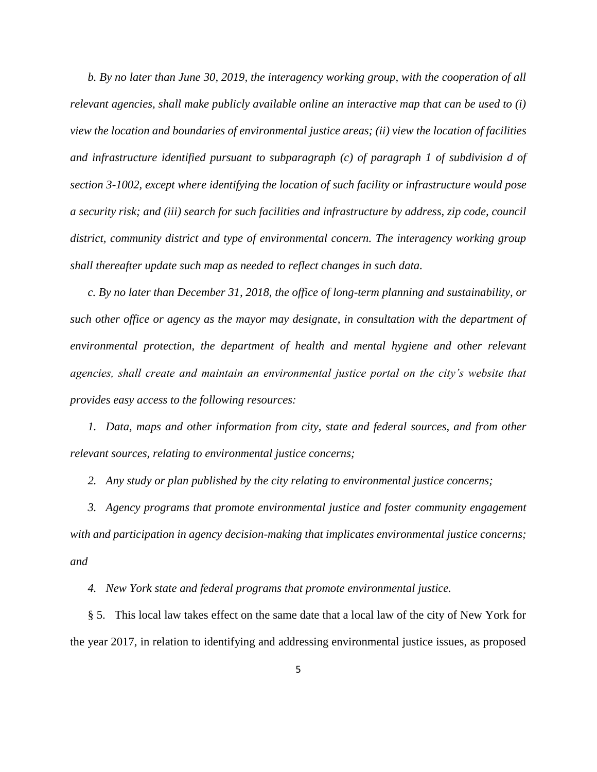*b. By no later than June 30, 2019, the interagency working group, with the cooperation of all relevant agencies, shall make publicly available online an interactive map that can be used to (i) view the location and boundaries of environmental justice areas; (ii) view the location of facilities and infrastructure identified pursuant to subparagraph (c) of paragraph 1 of subdivision d of section 3-1002, except where identifying the location of such facility or infrastructure would pose a security risk; and (iii) search for such facilities and infrastructure by address, zip code, council district, community district and type of environmental concern. The interagency working group shall thereafter update such map as needed to reflect changes in such data.*

*c. By no later than December 31, 2018, the office of long-term planning and sustainability, or such other office or agency as the mayor may designate, in consultation with the department of environmental protection, the department of health and mental hygiene and other relevant agencies, shall create and maintain an environmental justice portal on the city's website that provides easy access to the following resources:*

*1. Data, maps and other information from city, state and federal sources, and from other relevant sources, relating to environmental justice concerns;*

*2. Any study or plan published by the city relating to environmental justice concerns;*

*3. Agency programs that promote environmental justice and foster community engagement with and participation in agency decision-making that implicates environmental justice concerns; and*

*4. New York state and federal programs that promote environmental justice.*

§ 5. This local law takes effect on the same date that a local law of the city of New York for the year 2017, in relation to identifying and addressing environmental justice issues, as proposed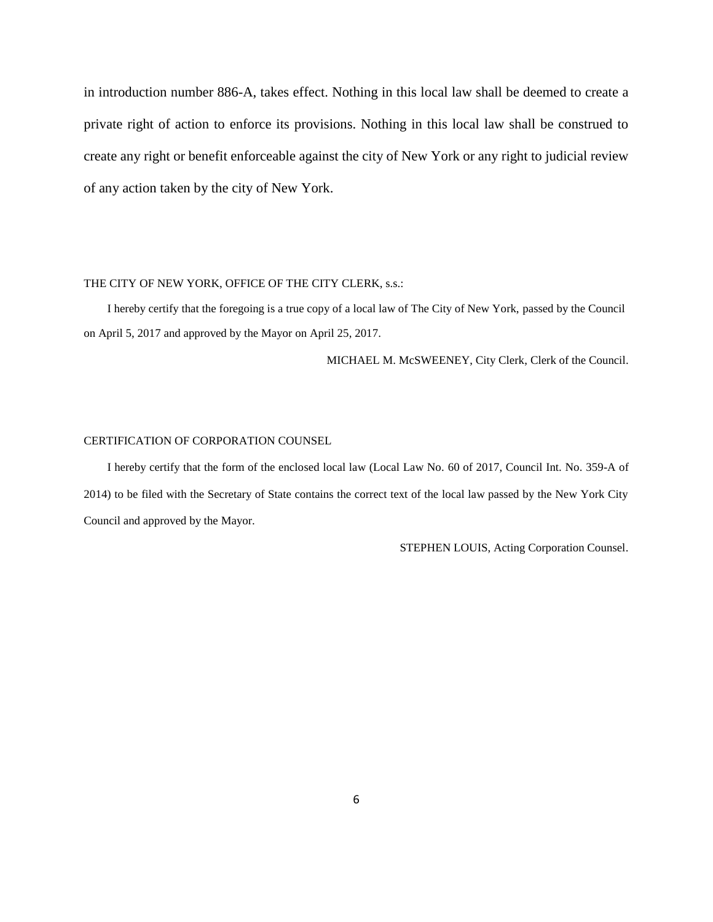in introduction number 886-A, takes effect. Nothing in this local law shall be deemed to create a private right of action to enforce its provisions. Nothing in this local law shall be construed to create any right or benefit enforceable against the city of New York or any right to judicial review of any action taken by the city of New York.

THE CITY OF NEW YORK, OFFICE OF THE CITY CLERK, s.s.:

I hereby certify that the foregoing is a true copy of a local law of The City of New York, passed by the Council on April 5, 2017 and approved by the Mayor on April 25, 2017.

MICHAEL M. McSWEENEY, City Clerk, Clerk of the Council.

CERTIFICATION OF CORPORATION COUNSEL

I hereby certify that the form of the enclosed local law (Local Law No. 60 of 2017, Council Int. No. 359-A of 2014) to be filed with the Secretary of State contains the correct text of the local law passed by the New York City Council and approved by the Mayor.

STEPHEN LOUIS, Acting Corporation Counsel.